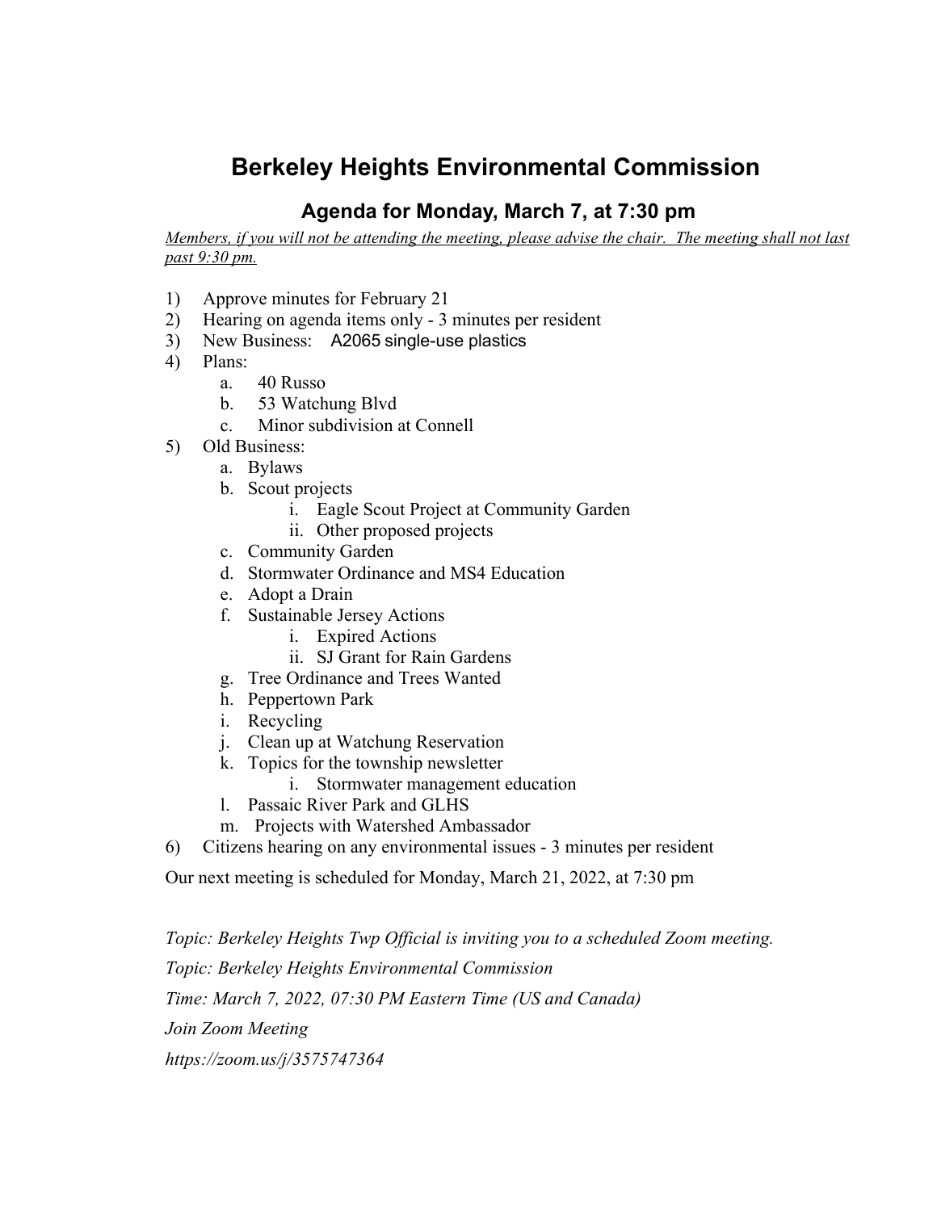# Berkeley Heights Environmental Commission

## Agenda for Monday, March 7, at 7:30 pm

*Members, if you will not be attending the meeting, please advise the chair. The meeting shall not last past 9:30 pm.*

1) Approve minutes for February 21
2) Hearing on agenda items only - 3 minutes per resident
3) New Business: A2065 single-use plastics
4) Plans:
    a. 40 Russo
    b. 53 Watchung Blvd
    c. Minor subdivision at Connell
5) Old Business:
    a. Bylaws
    b. Scout projects
        i. Eagle Scout Project at Community Garden
        ii. Other proposed projects
    c. Community Garden
    d. Stormwater Ordinance and MS4 Education
    e. Adopt a Drain
    f. Sustainable Jersey Actions
        i. Expired Actions
        ii. SJ Grant for Rain Gardens
    g. Tree Ordinance and Trees Wanted
    h. Peppertown Park
    i. Recycling
    j. Clean up at Watchung Reservation
    k. Topics for the township newsletter
        i. Stormwater management education
    l. Passaic River Park and GLHS
    m. Projects with Watershed Ambassador
6) Citizens hearing on any environmental issues - 3 minutes per resident

Our next meeting is scheduled for Monday, March 21, 2022, at 7:30 pm

*Topic: Berkeley Heights Twp Official is inviting you to a scheduled Zoom meeting.*

*Topic: Berkeley Heights Environmental Commission*

*Time: March 7, 2022, 07:30 PM Eastern Time (US and Canada)*

*Join Zoom Meeting*

*https://zoom.us/j/3575747364*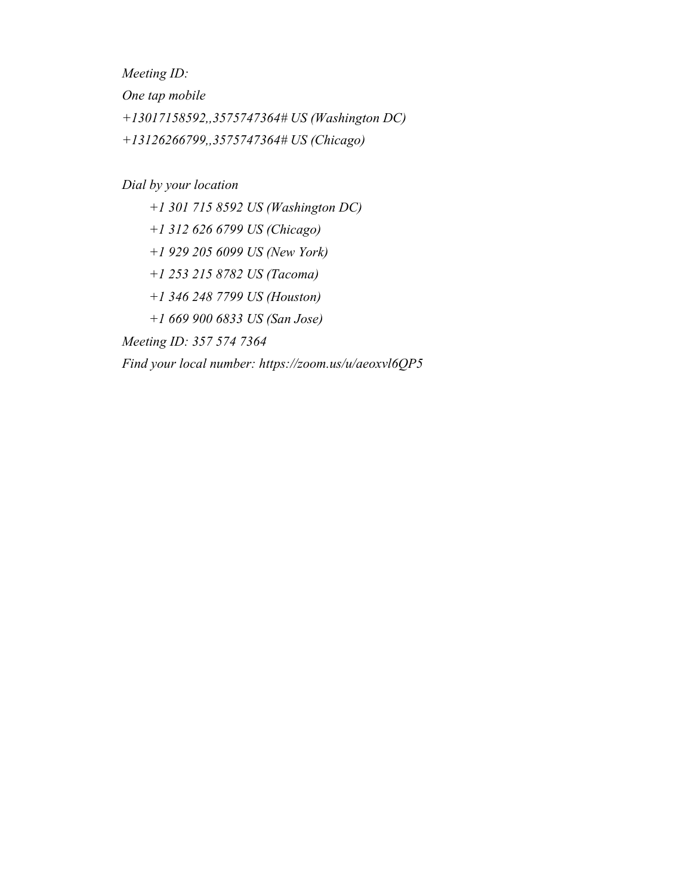*Meeting ID:*

*One tap mobile*

*+13017158592,,3575747364# US (Washington DC)*

*+13126266799,,3575747364# US (Chicago)*

*Dial by your location*

*+1 301 715 8592 US (Washington DC)*

*+1 312 626 6799 US (Chicago)*

*+1 929 205 6099 US (New York)*

*+1 253 215 8782 US (Tacoma)*

*+1 346 248 7799 US (Houston)*

*+1 669 900 6833 US (San Jose)*

*Meeting ID: 357 574 7364*

*Find your local number: https://zoom.us/u/aeoxvl6QP5*